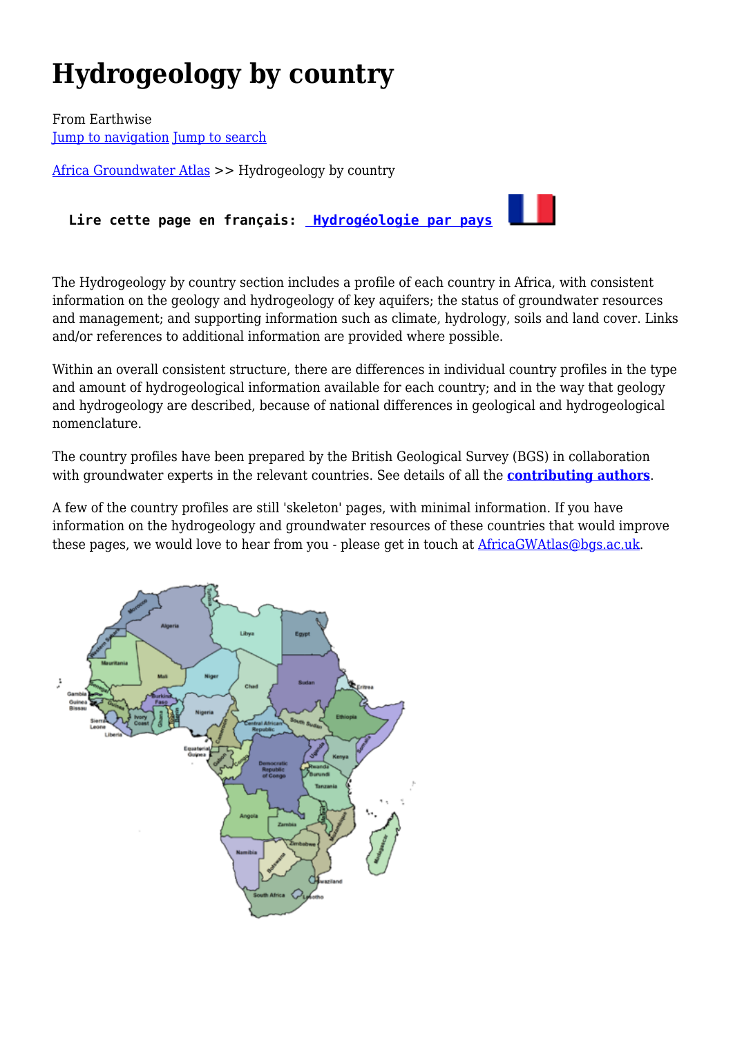# Hydrogeology by country

From Earthwise
Jump to navigation Jump to search

Africa Groundwater Atlas >> Hydrogeology by country

**Lire cette page en français: Hydrogéologie par pays**

The Hydrogeology by country section includes a profile of each country in Africa, with consistent information on the geology and hydrogeology of key aquifers; the status of groundwater resources and management; and supporting information such as climate, hydrology, soils and land cover. Links and/or references to additional information are provided where possible.

Within an overall consistent structure, there are differences in individual country profiles in the type and amount of hydrogeological information available for each country; and in the way that geology and hydrogeology are described, because of national differences in geological and hydrogeological nomenclature.

The country profiles have been prepared by the British Geological Survey (BGS) in collaboration with groundwater experts in the relevant countries. See details of all the **contributing authors**.

A few of the country profiles are still 'skeleton' pages, with minimal information. If you have information on the hydrogeology and groundwater resources of these countries that would improve these pages, we would love to hear from you - please get in touch at AfricaGWAtlas@bgs.ac.uk.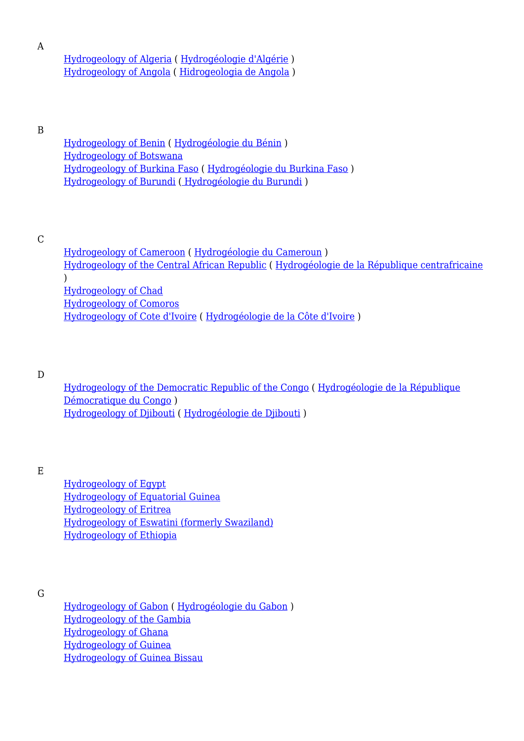A

- Hydrogeology of Algeria ( Hydrogéologie d'Algérie )
- Hydrogeology of Angola ( Hidrogeologia de Angola )

B

- Hydrogeology of Benin ( Hydrogéologie du Bénin )
- Hydrogeology of Botswana
- Hydrogeology of Burkina Faso ( Hydrogéologie du Burkina Faso )
- Hydrogeology of Burundi ( Hydrogéologie du Burundi )

C

- Hydrogeology of Cameroon ( Hydrogéologie du Cameroun )
- Hydrogeology of the Central African Republic ( Hydrogéologie de la République centrafricaine )
- Hydrogeology of Chad
- Hydrogeology of Comoros
- Hydrogeology of Cote d'Ivoire ( Hydrogéologie de la Côte d'Ivoire )

D

- Hydrogeology of the Democratic Republic of the Congo ( Hydrogéologie de la République Démocratique du Congo )
- Hydrogeology of Djibouti ( Hydrogéologie de Djibouti )

E

- Hydrogeology of Egypt
- Hydrogeology of Equatorial Guinea
- Hydrogeology of Eritrea
- Hydrogeology of Eswatini (formerly Swaziland)
- Hydrogeology of Ethiopia

G

- Hydrogeology of Gabon ( Hydrogéologie du Gabon )
- Hydrogeology of the Gambia
- Hydrogeology of Ghana
- Hydrogeology of Guinea
- Hydrogeology of Guinea Bissau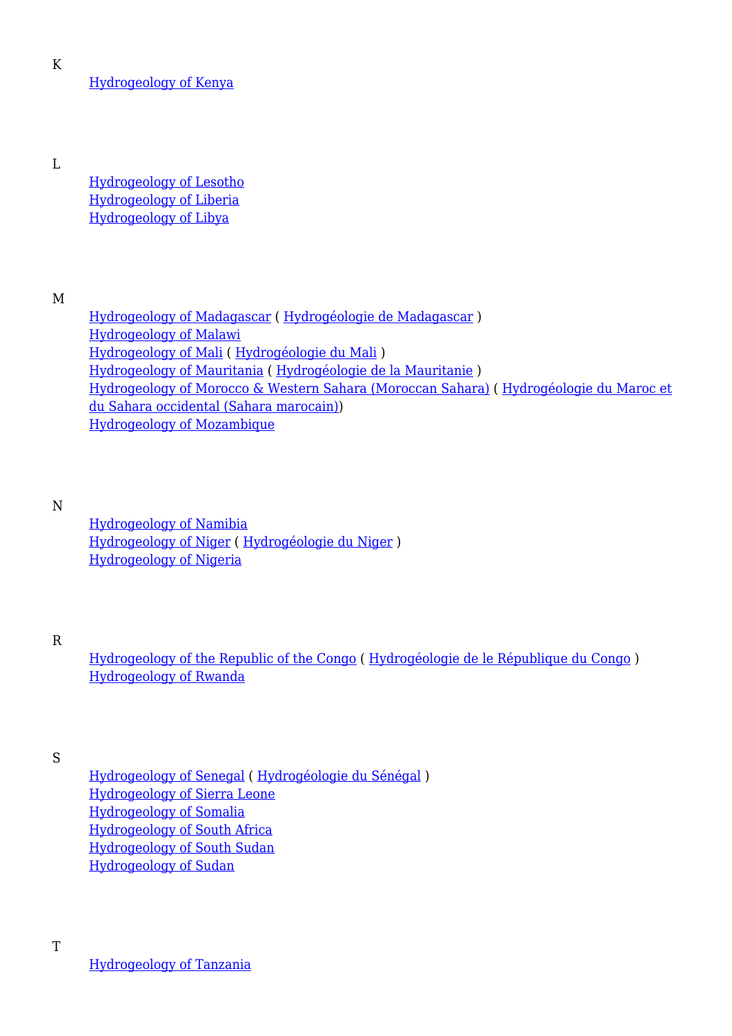K

- Hydrogeology of Kenya

L

- Hydrogeology of Lesotho
- Hydrogeology of Liberia
- Hydrogeology of Libya

M

- Hydrogeology of Madagascar ( Hydrogéologie de Madagascar )
- Hydrogeology of Malawi
- Hydrogeology of Mali ( Hydrogéologie du Mali )
- Hydrogeology of Mauritania ( Hydrogéologie de la Mauritanie )
- Hydrogeology of Morocco & Western Sahara (Moroccan Sahara) ( Hydrogéologie du Maroc et du Sahara occidental (Sahara marocain))
- Hydrogeology of Mozambique

N

- Hydrogeology of Namibia
- Hydrogeology of Niger ( Hydrogéologie du Niger )
- Hydrogeology of Nigeria

R

- Hydrogeology of the Republic of the Congo ( Hydrogéologie de le République du Congo )
- Hydrogeology of Rwanda

S

- Hydrogeology of Senegal ( Hydrogéologie du Sénégal )
- Hydrogeology of Sierra Leone
- Hydrogeology of Somalia
- Hydrogeology of South Africa
- Hydrogeology of South Sudan
- Hydrogeology of Sudan

T

- Hydrogeology of Tanzania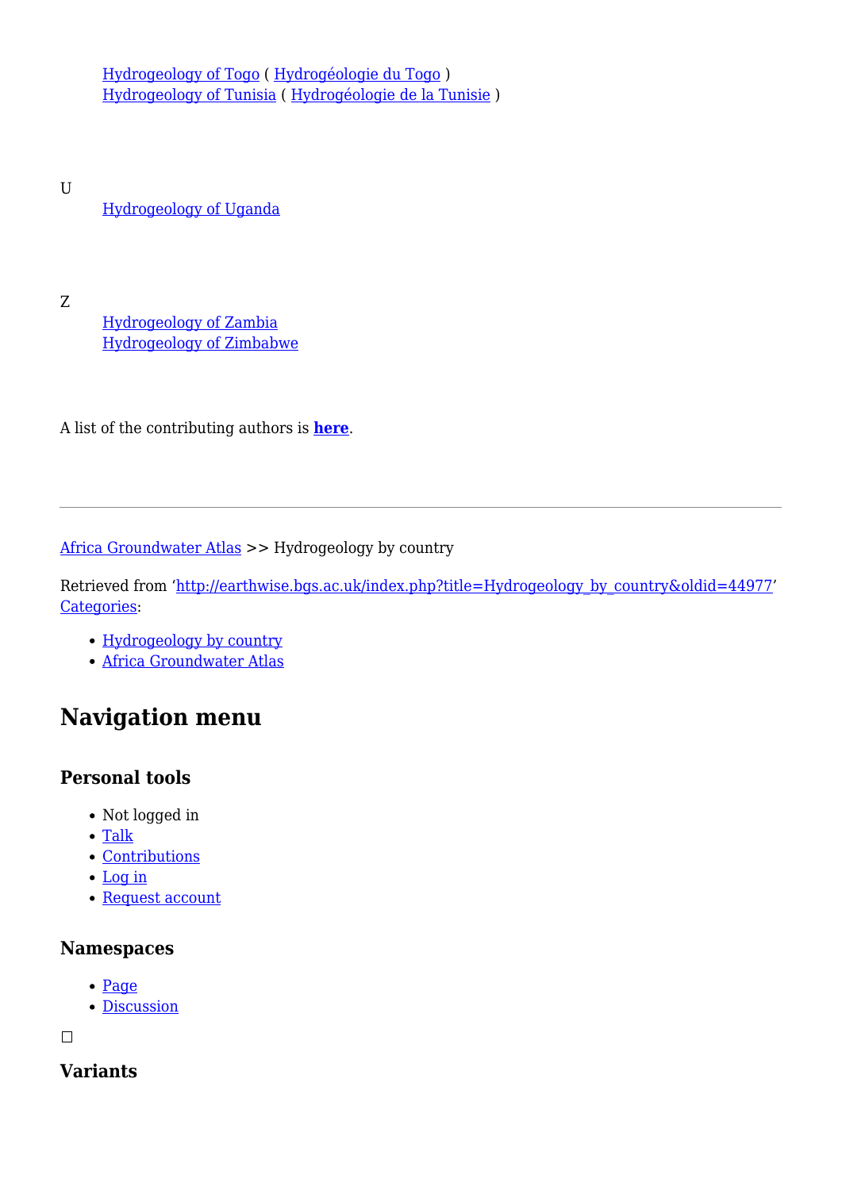Hydrogeology of Togo ( Hydrogéologie du Togo )
Hydrogeology of Tunisia ( Hydrogéologie de la Tunisie )

U

Hydrogeology of Uganda

Z

Hydrogeology of Zambia
Hydrogeology of Zimbabwe

A list of the contributing authors is **here**.

---

Africa Groundwater Atlas >> Hydrogeology by country

Retrieved from ‘http://earthwise.bgs.ac.uk/index.php?title=Hydrogeology_by_country&oldid=44977’
Categories:

- Hydrogeology by country
- Africa Groundwater Atlas

## Navigation menu

### Personal tools

- Not logged in
- Talk
- Contributions
- Log in
- Request account

### Namespaces

- Page
- Discussion

### Variants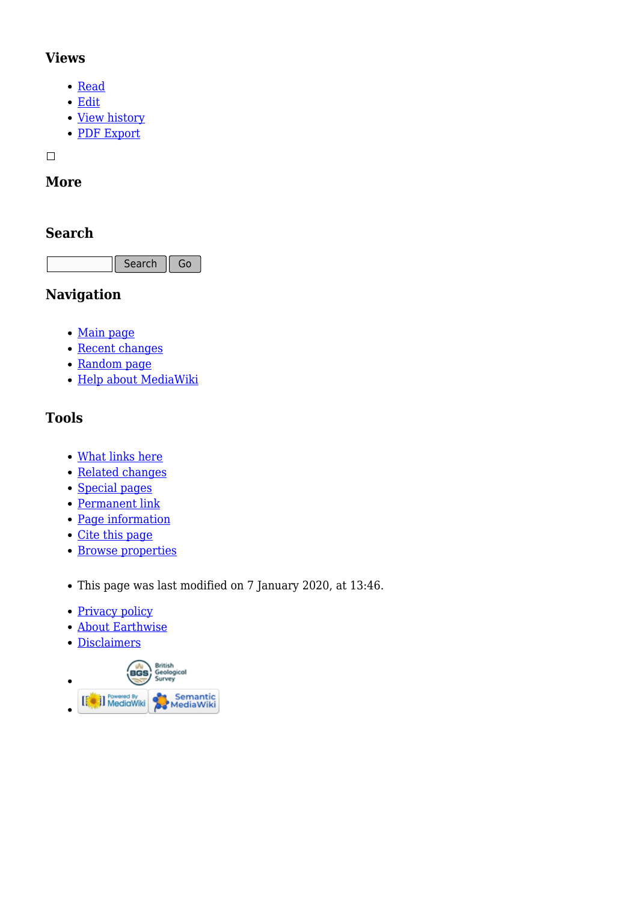### Views

- Read
- Edit
- View history
- PDF Export

☐

### More

### Search

Search Go

### Navigation

- Main page
- Recent changes
- Random page
- Help about MediaWiki

### Tools

- What links here
- Related changes
- Special pages
- Permanent link
- Page information
- Cite this page
- Browse properties

- This page was last modified on 7 January 2020, at 13:46.

- Privacy policy
- About Earthwise
- Disclaimers